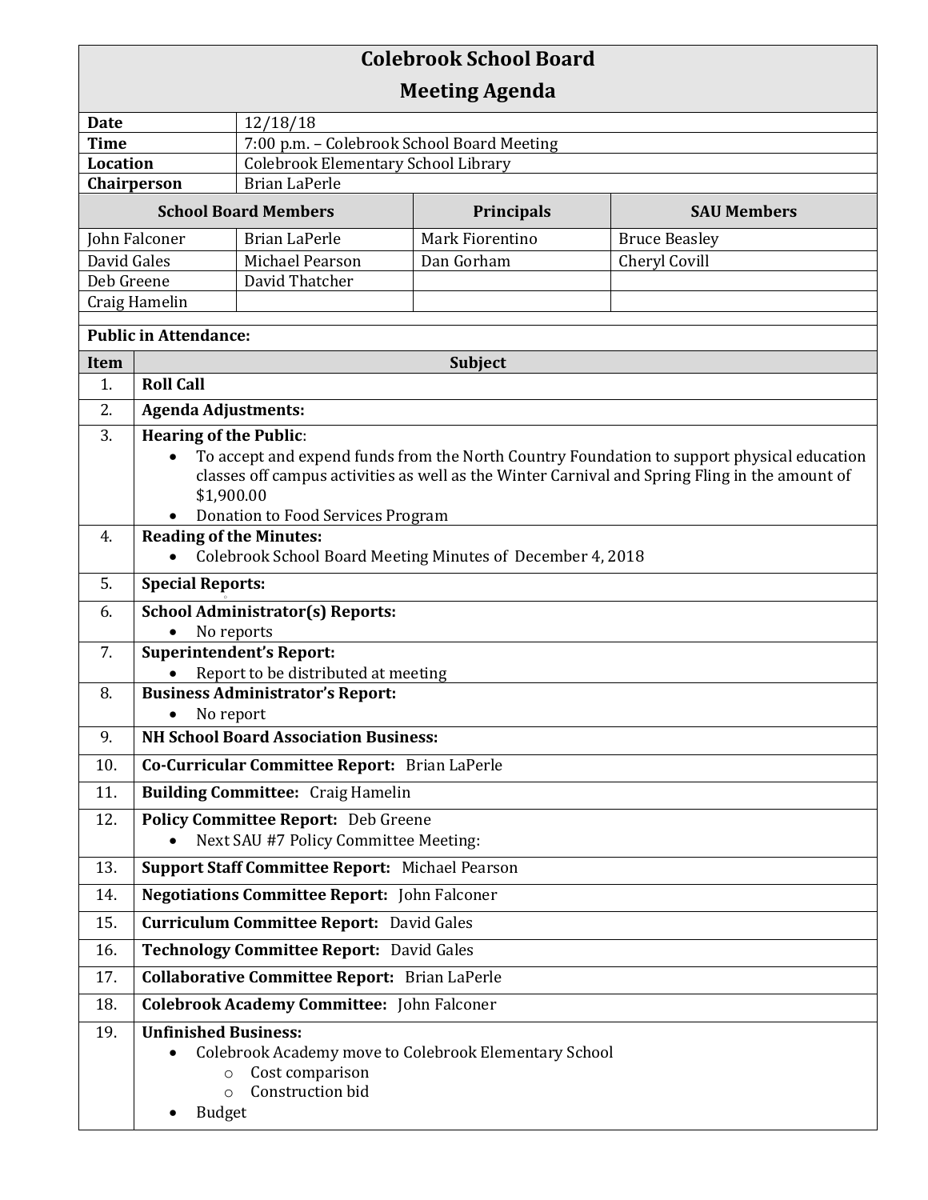# Colebrook School Board

## Meeting Agenda

| | |
|---|---|
| **Date** | 12/18/18 |
| **Time** | 7:00 p.m. – Colebrook School Board Meeting |
| **Location** | Colebrook Elementary School Library |
| **Chairperson** | Brian LaPerle |

| **School Board Members** | | **Principals** | **SAU Members** |
|---|---|---|---|
| John Falconer | Brian LaPerle | Mark Fiorentino | Bruce Beasley |
| David Gales | Michael Pearson | Dan Gorham | Cheryl Covill |
| Deb Greene | David Thatcher | | |
| Craig Hamelin | | | |

**Public in Attendance:**

| Item | Subject |
|---|---|
| 1. | **Roll Call** |
| 2. | **Agenda Adjustments:** |
| 3. | **Hearing of the Public**:<br>• To accept and expend funds from the North Country Foundation to support physical education classes off campus activities as well as the Winter Carnival and Spring Fling in the amount of $1,900.00<br>• Donation to Food Services Program |
| 4. | **Reading of the Minutes:**<br>• Colebrook School Board Meeting Minutes of December 4, 2018 |
| 5. | **Special Reports:** |
| 6. | **School Administrator(s) Reports:**<br>• No reports |
| 7. | **Superintendent's Report:**<br>• Report to be distributed at meeting |
| 8. | **Business Administrator's Report:**<br>• No report |
| 9. | **NH School Board Association Business:** |
| 10. | **Co-Curricular Committee Report:** Brian LaPerle |
| 11. | **Building Committee:** Craig Hamelin |
| 12. | **Policy Committee Report:** Deb Greene<br>• Next SAU #7 Policy Committee Meeting: |
| 13. | **Support Staff Committee Report:** Michael Pearson |
| 14. | **Negotiations Committee Report:** John Falconer |
| 15. | **Curriculum Committee Report:** David Gales |
| 16. | **Technology Committee Report:** David Gales |
| 17. | **Collaborative Committee Report:** Brian LaPerle |
| 18. | **Colebrook Academy Committee:** John Falconer |
| 19. | **Unfinished Business:**<br>• Colebrook Academy move to Colebrook Elementary School<br>&nbsp;&nbsp;&nbsp;&nbsp;○ Cost comparison<br>&nbsp;&nbsp;&nbsp;&nbsp;○ Construction bid<br>• Budget |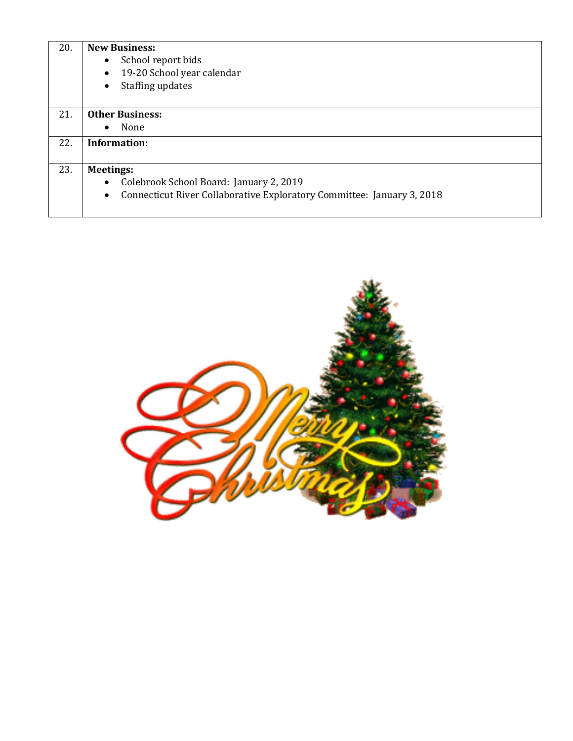| | |
|---|---|
| 20. | **New Business:**<br>• School report bids<br>• 19-20 School year calendar<br>• Staffing updates |
| 21. | **Other Business:**<br>• None |
| 22. | **Information:** |
| 23. | **Meetings:**<br>• Colebrook School Board: January 2, 2019<br>• Connecticut River Collaborative Exploratory Committee: January 3, 2018 |